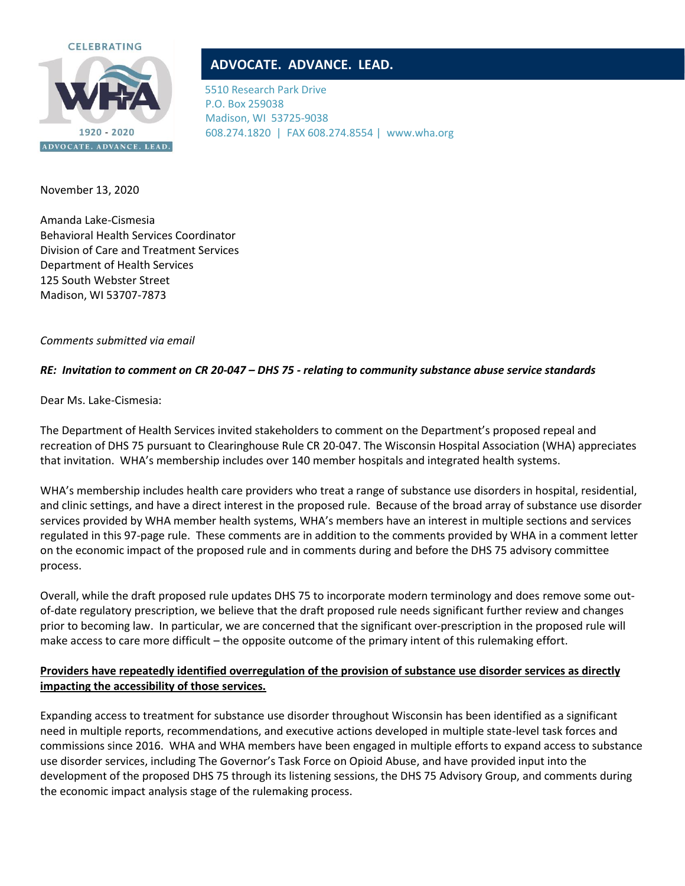CELEBRATING 100 WHA 1920 - 2020 ADVOCATE. ADVANCE. LEAD.

**ADVOCATE. ADVANCE. LEAD.**

5510 Research Park Drive
P.O. Box 259038
Madison, WI 53725-9038
608.274.1820 | FAX 608.274.8554 | www.wha.org

November 13, 2020

Amanda Lake-Cismesia
Behavioral Health Services Coordinator
Division of Care and Treatment Services
Department of Health Services
125 South Webster Street
Madison, WI 53707-7873

*Comments submitted via email*

***RE: Invitation to comment on CR 20-047 – DHS 75 - relating to community substance abuse service standards***

Dear Ms. Lake-Cismesia:

The Department of Health Services invited stakeholders to comment on the Department's proposed repeal and recreation of DHS 75 pursuant to Clearinghouse Rule CR 20-047. The Wisconsin Hospital Association (WHA) appreciates that invitation. WHA's membership includes over 140 member hospitals and integrated health systems.

WHA's membership includes health care providers who treat a range of substance use disorders in hospital, residential, and clinic settings, and have a direct interest in the proposed rule. Because of the broad array of substance use disorder services provided by WHA member health systems, WHA's members have an interest in multiple sections and services regulated in this 97-page rule. These comments are in addition to the comments provided by WHA in a comment letter on the economic impact of the proposed rule and in comments during and before the DHS 75 advisory committee process.

Overall, while the draft proposed rule updates DHS 75 to incorporate modern terminology and does remove some out-of-date regulatory prescription, we believe that the draft proposed rule needs significant further review and changes prior to becoming law. In particular, we are concerned that the significant over-prescription in the proposed rule will make access to care more difficult – the opposite outcome of the primary intent of this rulemaking effort.

<u>**Providers have repeatedly identified overregulation of the provision of substance use disorder services as directly impacting the accessibility of those services.**</u>

Expanding access to treatment for substance use disorder throughout Wisconsin has been identified as a significant need in multiple reports, recommendations, and executive actions developed in multiple state-level task forces and commissions since 2016. WHA and WHA members have been engaged in multiple efforts to expand access to substance use disorder services, including The Governor's Task Force on Opioid Abuse, and have provided input into the development of the proposed DHS 75 through its listening sessions, the DHS 75 Advisory Group, and comments during the economic impact analysis stage of the rulemaking process.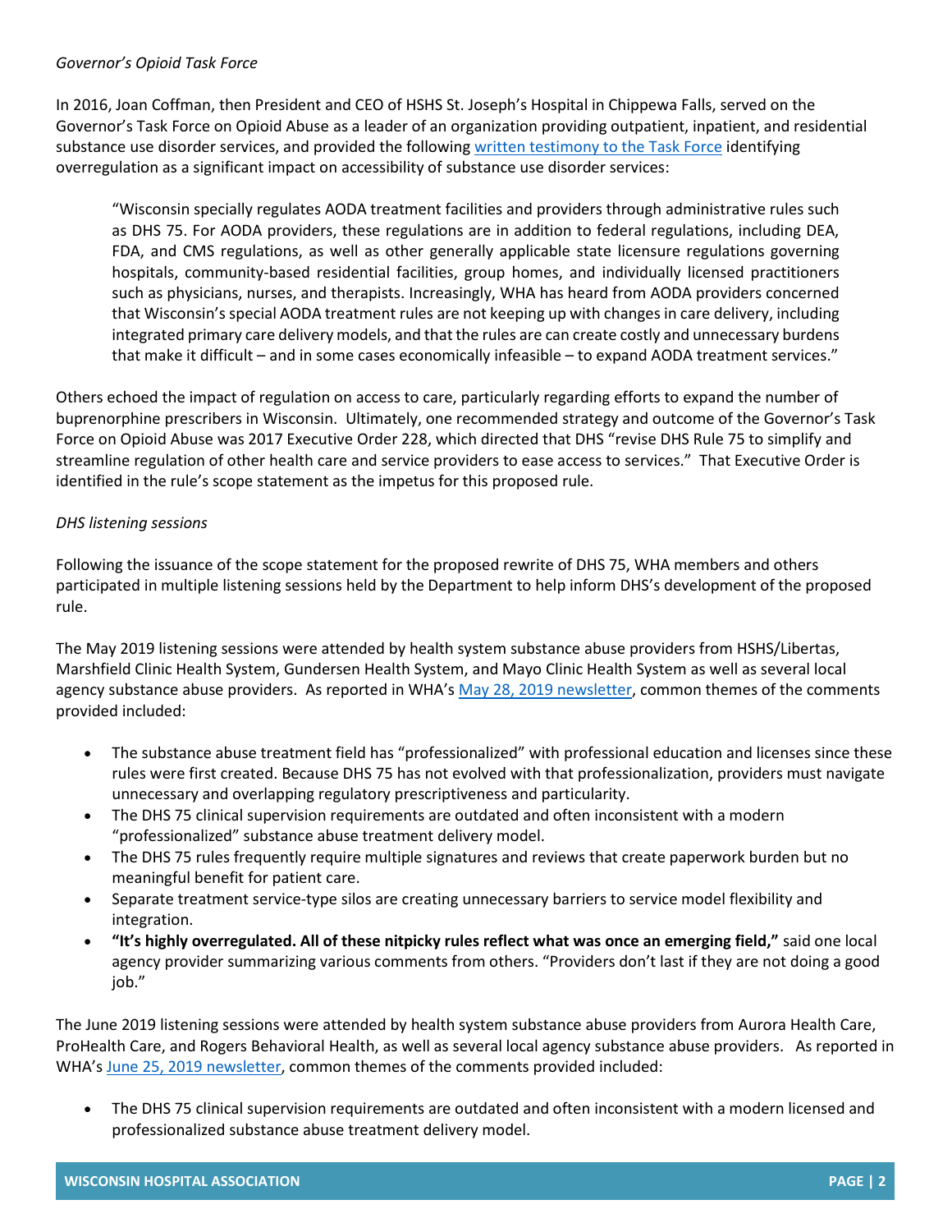*Governor's Opioid Task Force*

In 2016, Joan Coffman, then President and CEO of HSHS St. Joseph's Hospital in Chippewa Falls, served on the Governor's Task Force on Opioid Abuse as a leader of an organization providing outpatient, inpatient, and residential substance use disorder services, and provided the following [written testimony to the Task Force]() identifying overregulation as a significant impact on accessibility of substance use disorder services:

> "Wisconsin specially regulates AODA treatment facilities and providers through administrative rules such as DHS 75. For AODA providers, these regulations are in addition to federal regulations, including DEA, FDA, and CMS regulations, as well as other generally applicable state licensure regulations governing hospitals, community-based residential facilities, group homes, and individually licensed practitioners such as physicians, nurses, and therapists. Increasingly, WHA has heard from AODA providers concerned that Wisconsin's special AODA treatment rules are not keeping up with changes in care delivery, including integrated primary care delivery models, and that the rules are can create costly and unnecessary burdens that make it difficult – and in some cases economically infeasible – to expand AODA treatment services."

Others echoed the impact of regulation on access to care, particularly regarding efforts to expand the number of buprenorphine prescribers in Wisconsin. Ultimately, one recommended strategy and outcome of the Governor's Task Force on Opioid Abuse was 2017 Executive Order 228, which directed that DHS "revise DHS Rule 75 to simplify and streamline regulation of other health care and service providers to ease access to services." That Executive Order is identified in the rule's scope statement as the impetus for this proposed rule.

*DHS listening sessions*

Following the issuance of the scope statement for the proposed rewrite of DHS 75, WHA members and others participated in multiple listening sessions held by the Department to help inform DHS's development of the proposed rule.

The May 2019 listening sessions were attended by health system substance abuse providers from HSHS/Libertas, Marshfield Clinic Health System, Gundersen Health System, and Mayo Clinic Health System as well as several local agency substance abuse providers. As reported in WHA's [May 28, 2019 newsletter](), common themes of the comments provided included:

- The substance abuse treatment field has "professionalized" with professional education and licenses since these rules were first created. Because DHS 75 has not evolved with that professionalization, providers must navigate unnecessary and overlapping regulatory prescriptiveness and particularity.
- The DHS 75 clinical supervision requirements are outdated and often inconsistent with a modern "professionalized" substance abuse treatment delivery model.
- The DHS 75 rules frequently require multiple signatures and reviews that create paperwork burden but no meaningful benefit for patient care.
- Separate treatment service-type silos are creating unnecessary barriers to service model flexibility and integration.
- **"It's highly overregulated. All of these nitpicky rules reflect what was once an emerging field,"** said one local agency provider summarizing various comments from others. "Providers don't last if they are not doing a good job."

The June 2019 listening sessions were attended by health system substance abuse providers from Aurora Health Care, ProHealth Care, and Rogers Behavioral Health, as well as several local agency substance abuse providers. As reported in WHA's [June 25, 2019 newsletter](), common themes of the comments provided included:

- The DHS 75 clinical supervision requirements are outdated and often inconsistent with a modern licensed and professionalized substance abuse treatment delivery model.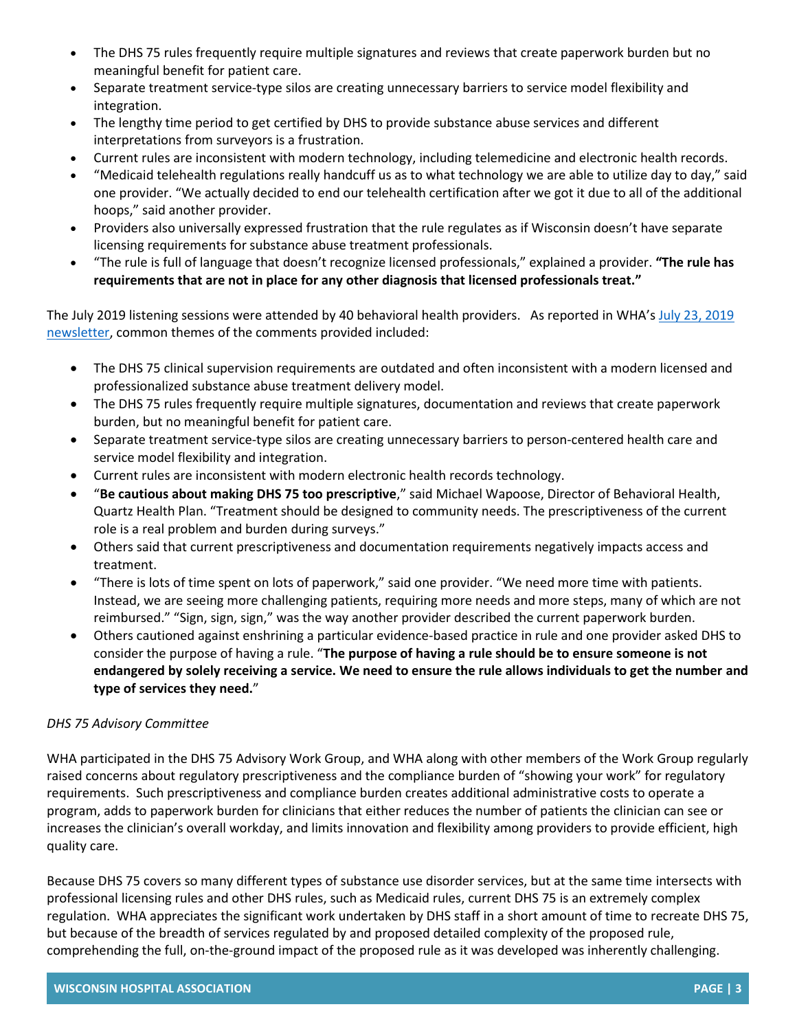- The DHS 75 rules frequently require multiple signatures and reviews that create paperwork burden but no meaningful benefit for patient care.
- Separate treatment service-type silos are creating unnecessary barriers to service model flexibility and integration.
- The lengthy time period to get certified by DHS to provide substance abuse services and different interpretations from surveyors is a frustration.
- Current rules are inconsistent with modern technology, including telemedicine and electronic health records.
- "Medicaid telehealth regulations really handcuff us as to what technology we are able to utilize day to day," said one provider. "We actually decided to end our telehealth certification after we got it due to all of the additional hoops," said another provider.
- Providers also universally expressed frustration that the rule regulates as if Wisconsin doesn't have separate licensing requirements for substance abuse treatment professionals.
- "The rule is full of language that doesn't recognize licensed professionals," explained a provider. **"The rule has requirements that are not in place for any other diagnosis that licensed professionals treat."**

The July 2019 listening sessions were attended by 40 behavioral health providers. As reported in WHA's [July 23, 2019 newsletter](), common themes of the comments provided included:

- The DHS 75 clinical supervision requirements are outdated and often inconsistent with a modern licensed and professionalized substance abuse treatment delivery model.
- The DHS 75 rules frequently require multiple signatures, documentation and reviews that create paperwork burden, but no meaningful benefit for patient care.
- Separate treatment service-type silos are creating unnecessary barriers to person-centered health care and service model flexibility and integration.
- Current rules are inconsistent with modern electronic health records technology.
- "**Be cautious about making DHS 75 too prescriptive**," said Michael Wapoose, Director of Behavioral Health, Quartz Health Plan. "Treatment should be designed to community needs. The prescriptiveness of the current role is a real problem and burden during surveys."
- Others said that current prescriptiveness and documentation requirements negatively impacts access and treatment.
- "There is lots of time spent on lots of paperwork," said one provider. "We need more time with patients. Instead, we are seeing more challenging patients, requiring more needs and more steps, many of which are not reimbursed." "Sign, sign, sign," was the way another provider described the current paperwork burden.
- Others cautioned against enshrining a particular evidence-based practice in rule and one provider asked DHS to consider the purpose of having a rule. "**The purpose of having a rule should be to ensure someone is not endangered by solely receiving a service. We need to ensure the rule allows individuals to get the number and type of services they need.**"

*DHS 75 Advisory Committee*

WHA participated in the DHS 75 Advisory Work Group, and WHA along with other members of the Work Group regularly raised concerns about regulatory prescriptiveness and the compliance burden of "showing your work" for regulatory requirements. Such prescriptiveness and compliance burden creates additional administrative costs to operate a program, adds to paperwork burden for clinicians that either reduces the number of patients the clinician can see or increases the clinician's overall workday, and limits innovation and flexibility among providers to provide efficient, high quality care.

Because DHS 75 covers so many different types of substance use disorder services, but at the same time intersects with professional licensing rules and other DHS rules, such as Medicaid rules, current DHS 75 is an extremely complex regulation. WHA appreciates the significant work undertaken by DHS staff in a short amount of time to recreate DHS 75, but because of the breadth of services regulated by and proposed detailed complexity of the proposed rule, comprehending the full, on-the-ground impact of the proposed rule as it was developed was inherently challenging.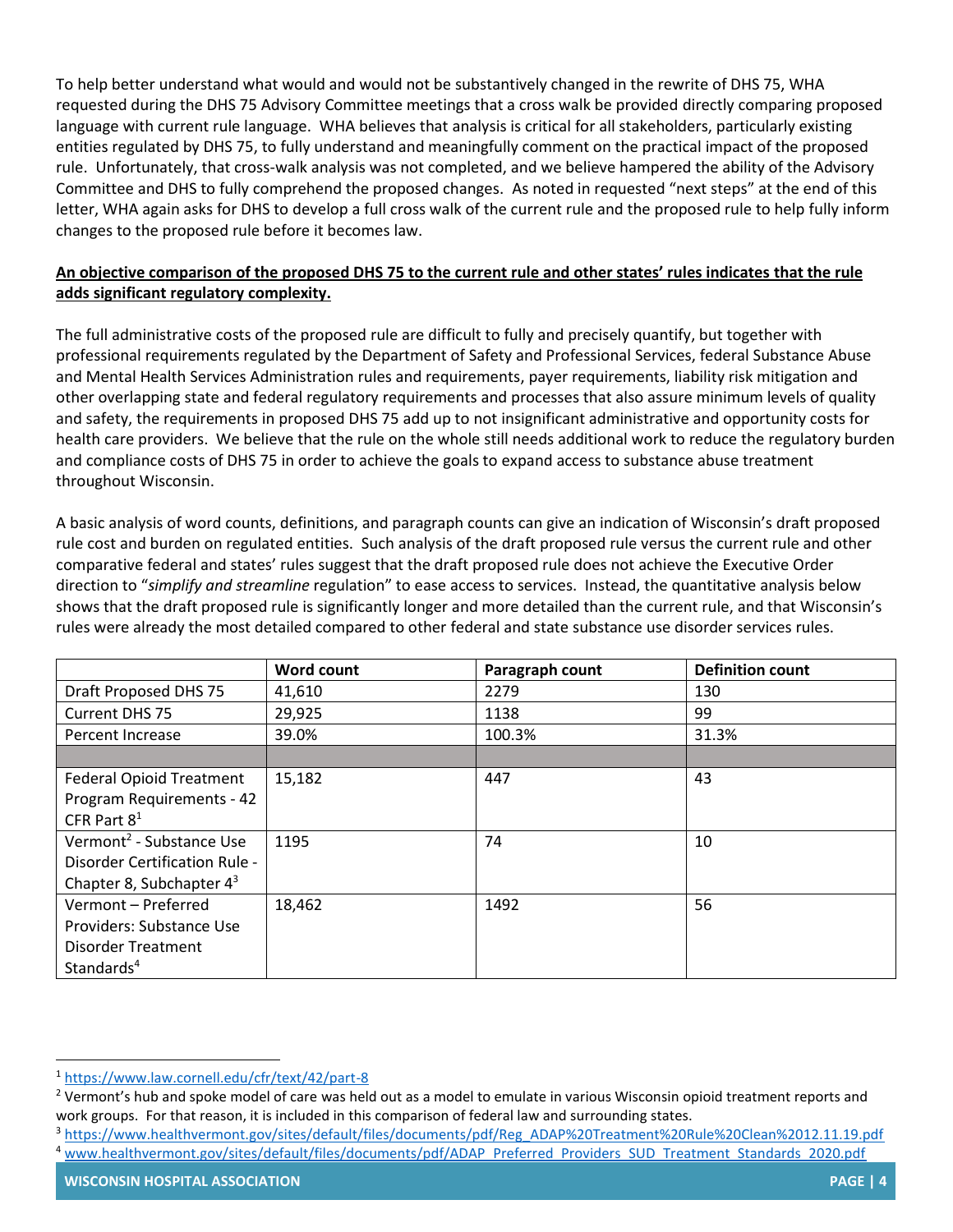To help better understand what would and would not be substantively changed in the rewrite of DHS 75, WHA requested during the DHS 75 Advisory Committee meetings that a cross walk be provided directly comparing proposed language with current rule language. WHA believes that analysis is critical for all stakeholders, particularly existing entities regulated by DHS 75, to fully understand and meaningfully comment on the practical impact of the proposed rule. Unfortunately, that cross-walk analysis was not completed, and we believe hampered the ability of the Advisory Committee and DHS to fully comprehend the proposed changes. As noted in requested "next steps" at the end of this letter, WHA again asks for DHS to develop a full cross walk of the current rule and the proposed rule to help fully inform changes to the proposed rule before it becomes law.

**An objective comparison of the proposed DHS 75 to the current rule and other states' rules indicates that the rule adds significant regulatory complexity.**

The full administrative costs of the proposed rule are difficult to fully and precisely quantify, but together with professional requirements regulated by the Department of Safety and Professional Services, federal Substance Abuse and Mental Health Services Administration rules and requirements, payer requirements, liability risk mitigation and other overlapping state and federal regulatory requirements and processes that also assure minimum levels of quality and safety, the requirements in proposed DHS 75 add up to not insignificant administrative and opportunity costs for health care providers. We believe that the rule on the whole still needs additional work to reduce the regulatory burden and compliance costs of DHS 75 in order to achieve the goals to expand access to substance abuse treatment throughout Wisconsin.

A basic analysis of word counts, definitions, and paragraph counts can give an indication of Wisconsin's draft proposed rule cost and burden on regulated entities. Such analysis of the draft proposed rule versus the current rule and other comparative federal and states' rules suggest that the draft proposed rule does not achieve the Executive Order direction to "*simplify and streamline* regulation" to ease access to services. Instead, the quantitative analysis below shows that the draft proposed rule is significantly longer and more detailed than the current rule, and that Wisconsin's rules were already the most detailed compared to other federal and state substance use disorder services rules.

| | Word count | Paragraph count | Definition count |
|---|---|---|---|
| Draft Proposed DHS 75 | 41,610 | 2279 | 130 |
| Current DHS 75 | 29,925 | 1138 | 99 |
| Percent Increase | 39.0% | 100.3% | 31.3% |
| | | | |
| Federal Opioid Treatment Program Requirements - 42 CFR Part 8[1] | 15,182 | 447 | 43 |
| Vermont[2] - Substance Use Disorder Certification Rule - Chapter 8, Subchapter 4[3] | 1195 | 74 | 10 |
| Vermont – Preferred Providers: Substance Use Disorder Treatment Standards[4] | 18,462 | 1492 | 56 |

[1] https://www.law.cornell.edu/cfr/text/42/part-8

[2] Vermont's hub and spoke model of care was held out as a model to emulate in various Wisconsin opioid treatment reports and work groups. For that reason, it is included in this comparison of federal law and surrounding states.

[3] https://www.healthvermont.gov/sites/default/files/documents/pdf/Reg_ADAP%20Treatment%20Rule%20Clean%2012.11.19.pdf

[4] www.healthvermont.gov/sites/default/files/documents/pdf/ADAP_Preferred_Providers_SUD_Treatment_Standards_2020.pdf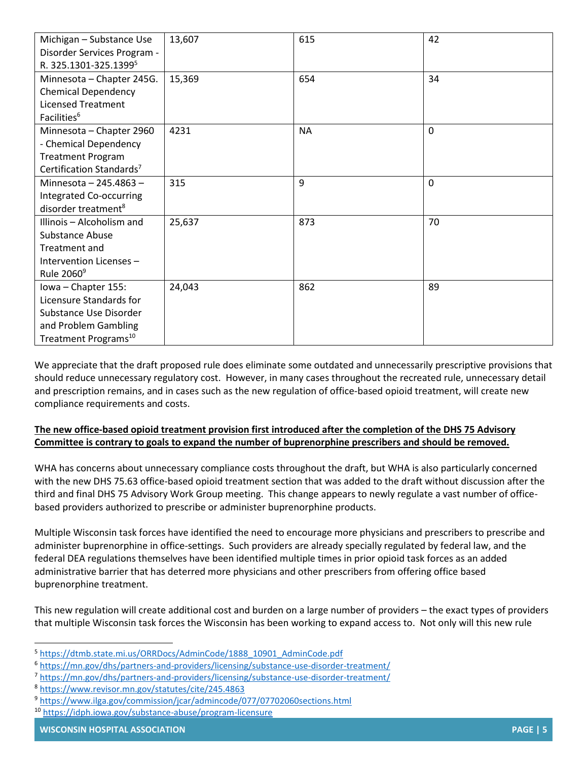| Michigan – Substance Use Disorder Services Program - R. 325.1301-325.1399[5] | 13,607 | 615 | 42 |
|---|---|---|---|
| Minnesota – Chapter 245G. Chemical Dependency Licensed Treatment Facilities[6] | 15,369 | 654 | 34 |
| Minnesota – Chapter 2960 - Chemical Dependency Treatment Program Certification Standards[7] | 4231 | NA | 0 |
| Minnesota – 245.4863 – Integrated Co-occurring disorder treatment[8] | 315 | 9 | 0 |
| Illinois – Alcoholism and Substance Abuse Treatment and Intervention Licenses – Rule 2060[9] | 25,637 | 873 | 70 |
| Iowa – Chapter 155: Licensure Standards for Substance Use Disorder and Problem Gambling Treatment Programs[10] | 24,043 | 862 | 89 |

We appreciate that the draft proposed rule does eliminate some outdated and unnecessarily prescriptive provisions that should reduce unnecessary regulatory cost. However, in many cases throughout the recreated rule, unnecessary detail and prescription remains, and in cases such as the new regulation of office-based opioid treatment, will create new compliance requirements and costs.

**The new office-based opioid treatment provision first introduced after the completion of the DHS 75 Advisory Committee is contrary to goals to expand the number of buprenorphine prescribers and should be removed.**

WHA has concerns about unnecessary compliance costs throughout the draft, but WHA is also particularly concerned with the new DHS 75.63 office-based opioid treatment section that was added to the draft without discussion after the third and final DHS 75 Advisory Work Group meeting. This change appears to newly regulate a vast number of office-based providers authorized to prescribe or administer buprenorphine products.

Multiple Wisconsin task forces have identified the need to encourage more physicians and prescribers to prescribe and administer buprenorphine in office-settings. Such providers are already specially regulated by federal law, and the federal DEA regulations themselves have been identified multiple times in prior opioid task forces as an added administrative barrier that has deterred more physicians and other prescribers from offering office based buprenorphine treatment.

This new regulation will create additional cost and burden on a large number of providers – the exact types of providers that multiple Wisconsin task forces the Wisconsin has been working to expand access to. Not only will this new rule

[5] https://dtmb.state.mi.us/ORRDocs/AdminCode/1888_10901_AdminCode.pdf
[6] https://mn.gov/dhs/partners-and-providers/licensing/substance-use-disorder-treatment/
[7] https://mn.gov/dhs/partners-and-providers/licensing/substance-use-disorder-treatment/
[8] https://www.revisor.mn.gov/statutes/cite/245.4863
[9] https://www.ilga.gov/commission/jcar/admincode/077/07702060sections.html
[10] https://idph.iowa.gov/substance-abuse/program-licensure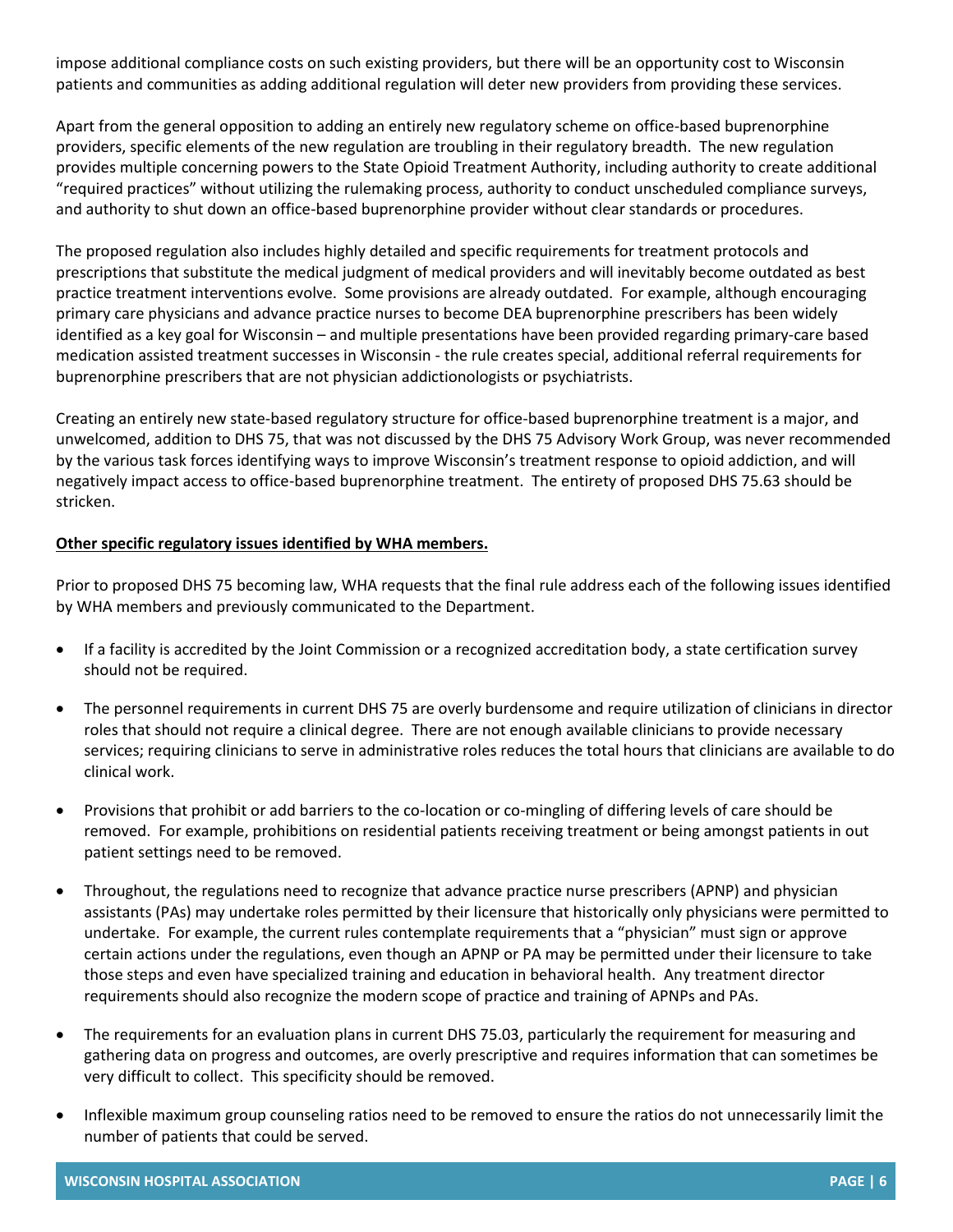impose additional compliance costs on such existing providers, but there will be an opportunity cost to Wisconsin patients and communities as adding additional regulation will deter new providers from providing these services.

Apart from the general opposition to adding an entirely new regulatory scheme on office-based buprenorphine providers, specific elements of the new regulation are troubling in their regulatory breadth. The new regulation provides multiple concerning powers to the State Opioid Treatment Authority, including authority to create additional "required practices" without utilizing the rulemaking process, authority to conduct unscheduled compliance surveys, and authority to shut down an office-based buprenorphine provider without clear standards or procedures.

The proposed regulation also includes highly detailed and specific requirements for treatment protocols and prescriptions that substitute the medical judgment of medical providers and will inevitably become outdated as best practice treatment interventions evolve. Some provisions are already outdated. For example, although encouraging primary care physicians and advance practice nurses to become DEA buprenorphine prescribers has been widely identified as a key goal for Wisconsin – and multiple presentations have been provided regarding primary-care based medication assisted treatment successes in Wisconsin - the rule creates special, additional referral requirements for buprenorphine prescribers that are not physician addictionologists or psychiatrists.

Creating an entirely new state-based regulatory structure for office-based buprenorphine treatment is a major, and unwelcomed, addition to DHS 75, that was not discussed by the DHS 75 Advisory Work Group, was never recommended by the various task forces identifying ways to improve Wisconsin's treatment response to opioid addiction, and will negatively impact access to office-based buprenorphine treatment. The entirety of proposed DHS 75.63 should be stricken.

**Other specific regulatory issues identified by WHA members.**

Prior to proposed DHS 75 becoming law, WHA requests that the final rule address each of the following issues identified by WHA members and previously communicated to the Department.

- If a facility is accredited by the Joint Commission or a recognized accreditation body, a state certification survey should not be required.
- The personnel requirements in current DHS 75 are overly burdensome and require utilization of clinicians in director roles that should not require a clinical degree. There are not enough available clinicians to provide necessary services; requiring clinicians to serve in administrative roles reduces the total hours that clinicians are available to do clinical work.
- Provisions that prohibit or add barriers to the co-location or co-mingling of differing levels of care should be removed. For example, prohibitions on residential patients receiving treatment or being amongst patients in out patient settings need to be removed.
- Throughout, the regulations need to recognize that advance practice nurse prescribers (APNP) and physician assistants (PAs) may undertake roles permitted by their licensure that historically only physicians were permitted to undertake. For example, the current rules contemplate requirements that a "physician" must sign or approve certain actions under the regulations, even though an APNP or PA may be permitted under their licensure to take those steps and even have specialized training and education in behavioral health. Any treatment director requirements should also recognize the modern scope of practice and training of APNPs and PAs.
- The requirements for an evaluation plans in current DHS 75.03, particularly the requirement for measuring and gathering data on progress and outcomes, are overly prescriptive and requires information that can sometimes be very difficult to collect. This specificity should be removed.
- Inflexible maximum group counseling ratios need to be removed to ensure the ratios do not unnecessarily limit the number of patients that could be served.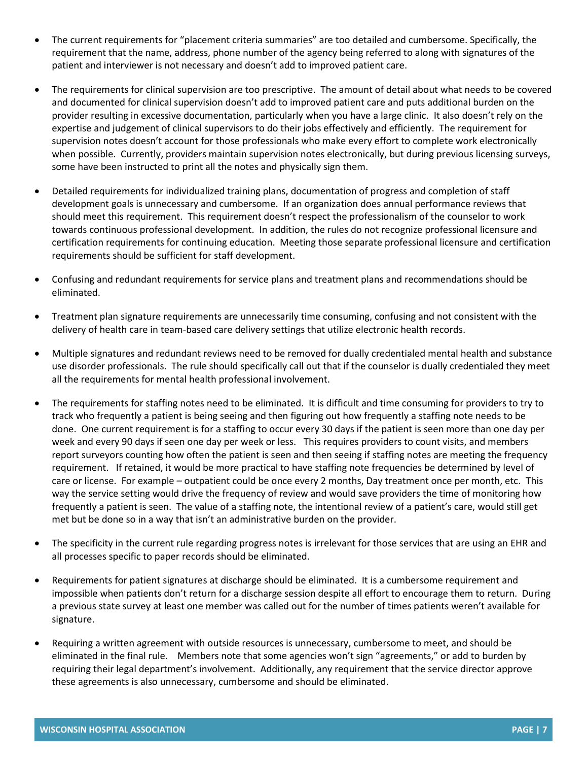- The current requirements for "placement criteria summaries" are too detailed and cumbersome. Specifically, the requirement that the name, address, phone number of the agency being referred to along with signatures of the patient and interviewer is not necessary and doesn't add to improved patient care.

- The requirements for clinical supervision are too prescriptive. The amount of detail about what needs to be covered and documented for clinical supervision doesn't add to improved patient care and puts additional burden on the provider resulting in excessive documentation, particularly when you have a large clinic. It also doesn't rely on the expertise and judgement of clinical supervisors to do their jobs effectively and efficiently. The requirement for supervision notes doesn't account for those professionals who make every effort to complete work electronically when possible. Currently, providers maintain supervision notes electronically, but during previous licensing surveys, some have been instructed to print all the notes and physically sign them.

- Detailed requirements for individualized training plans, documentation of progress and completion of staff development goals is unnecessary and cumbersome. If an organization does annual performance reviews that should meet this requirement. This requirement doesn't respect the professionalism of the counselor to work towards continuous professional development. In addition, the rules do not recognize professional licensure and certification requirements for continuing education. Meeting those separate professional licensure and certification requirements should be sufficient for staff development.

- Confusing and redundant requirements for service plans and treatment plans and recommendations should be eliminated.

- Treatment plan signature requirements are unnecessarily time consuming, confusing and not consistent with the delivery of health care in team-based care delivery settings that utilize electronic health records.

- Multiple signatures and redundant reviews need to be removed for dually credentialed mental health and substance use disorder professionals. The rule should specifically call out that if the counselor is dually credentialed they meet all the requirements for mental health professional involvement.

- The requirements for staffing notes need to be eliminated. It is difficult and time consuming for providers to try to track who frequently a patient is being seeing and then figuring out how frequently a staffing note needs to be done. One current requirement is for a staffing to occur every 30 days if the patient is seen more than one day per week and every 90 days if seen one day per week or less. This requires providers to count visits, and members report surveyors counting how often the patient is seen and then seeing if staffing notes are meeting the frequency requirement. If retained, it would be more practical to have staffing note frequencies be determined by level of care or license. For example – outpatient could be once every 2 months, Day treatment once per month, etc. This way the service setting would drive the frequency of review and would save providers the time of monitoring how frequently a patient is seen. The value of a staffing note, the intentional review of a patient's care, would still get met but be done so in a way that isn't an administrative burden on the provider.

- The specificity in the current rule regarding progress notes is irrelevant for those services that are using an EHR and all processes specific to paper records should be eliminated.

- Requirements for patient signatures at discharge should be eliminated. It is a cumbersome requirement and impossible when patients don't return for a discharge session despite all effort to encourage them to return. During a previous state survey at least one member was called out for the number of times patients weren't available for signature.

- Requiring a written agreement with outside resources is unnecessary, cumbersome to meet, and should be eliminated in the final rule. Members note that some agencies won't sign "agreements," or add to burden by requiring their legal department's involvement. Additionally, any requirement that the service director approve these agreements is also unnecessary, cumbersome and should be eliminated.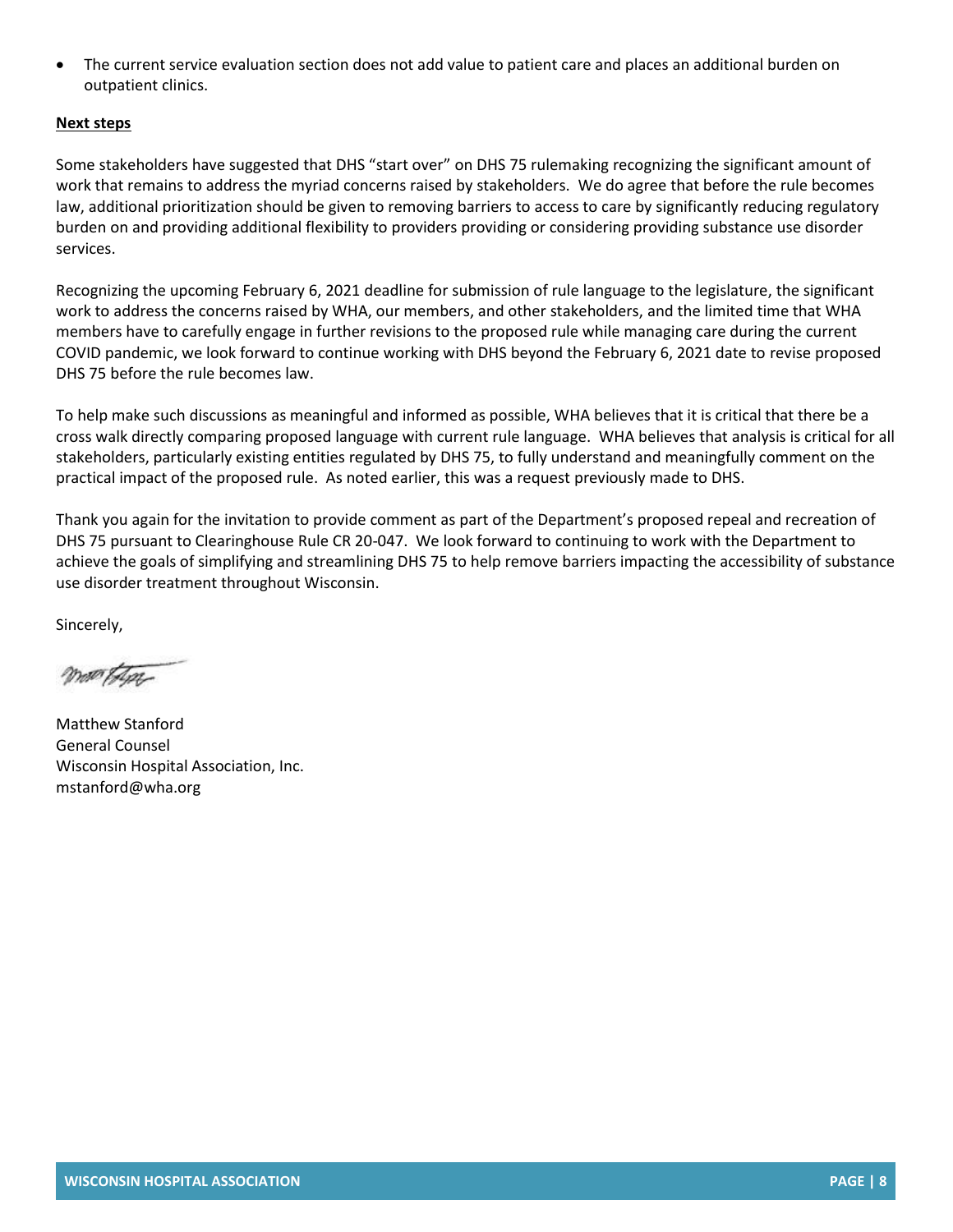- The current service evaluation section does not add value to patient care and places an additional burden on outpatient clinics.

**Next steps**

Some stakeholders have suggested that DHS "start over" on DHS 75 rulemaking recognizing the significant amount of work that remains to address the myriad concerns raised by stakeholders. We do agree that before the rule becomes law, additional prioritization should be given to removing barriers to access to care by significantly reducing regulatory burden on and providing additional flexibility to providers providing or considering providing substance use disorder services.

Recognizing the upcoming February 6, 2021 deadline for submission of rule language to the legislature, the significant work to address the concerns raised by WHA, our members, and other stakeholders, and the limited time that WHA members have to carefully engage in further revisions to the proposed rule while managing care during the current COVID pandemic, we look forward to continue working with DHS beyond the February 6, 2021 date to revise proposed DHS 75 before the rule becomes law.

To help make such discussions as meaningful and informed as possible, WHA believes that it is critical that there be a cross walk directly comparing proposed language with current rule language. WHA believes that analysis is critical for all stakeholders, particularly existing entities regulated by DHS 75, to fully understand and meaningfully comment on the practical impact of the proposed rule. As noted earlier, this was a request previously made to DHS.

Thank you again for the invitation to provide comment as part of the Department's proposed repeal and recreation of DHS 75 pursuant to Clearinghouse Rule CR 20-047. We look forward to continuing to work with the Department to achieve the goals of simplifying and streamlining DHS 75 to help remove barriers impacting the accessibility of substance use disorder treatment throughout Wisconsin.

Sincerely,

Matthew Stanford
General Counsel
Wisconsin Hospital Association, Inc.
mstanford@wha.org